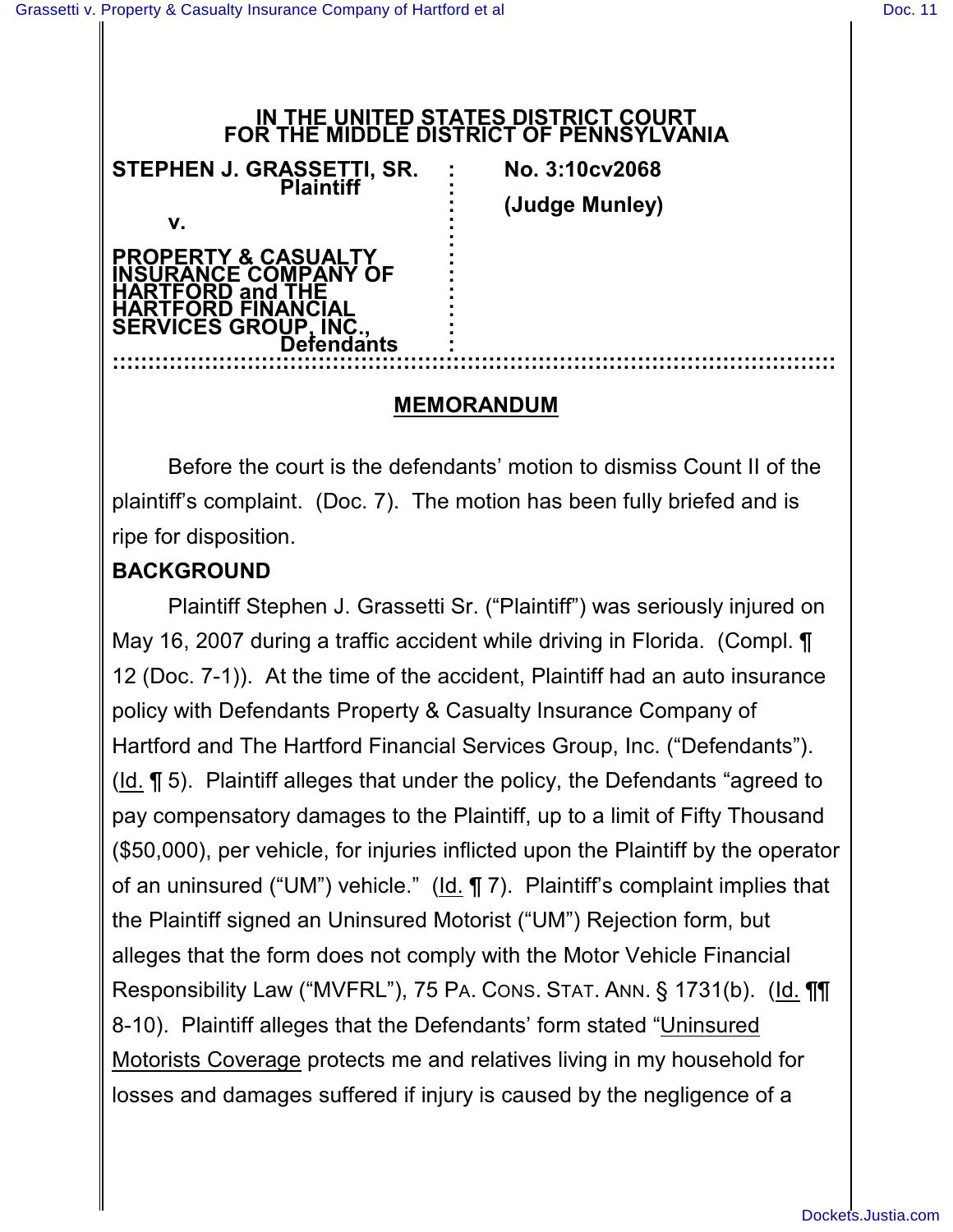**IN THE UNITED STATES DISTRICT COURT**
**FOR THE MIDDLE DISTRICT OF PENNSYLVANIA**

| | | |
|---|---|---|
| **STEPHEN J. GRASSETTI, SR.** **Plaintiff** **v.** **PROPERTY & CASUALTY INSURANCE COMPANY OF HARTFORD and THE HARTFORD FINANCIAL SERVICES GROUP, INC.,** **Defendants** | : | **No. 3:10cv2068** **(Judge Munley)** |

## MEMORANDUM

Before the court is the defendants' motion to dismiss Count II of the plaintiff's complaint. (Doc. 7). The motion has been fully briefed and is ripe for disposition.

**BACKGROUND**

Plaintiff Stephen J. Grassetti Sr. ("Plaintiff") was seriously injured on May 16, 2007 during a traffic accident while driving in Florida. (Compl. ¶ 12 (Doc. 7-1)). At the time of the accident, Plaintiff had an auto insurance policy with Defendants Property & Casualty Insurance Company of Hartford and The Hartford Financial Services Group, Inc. ("Defendants"). (Id. ¶ 5). Plaintiff alleges that under the policy, the Defendants "agreed to pay compensatory damages to the Plaintiff, up to a limit of Fifty Thousand ($50,000), per vehicle, for injuries inflicted upon the Plaintiff by the operator of an uninsured ("UM") vehicle." (Id. ¶ 7). Plaintiff's complaint implies that the Plaintiff signed an Uninsured Motorist ("UM") Rejection form, but alleges that the form does not comply with the Motor Vehicle Financial Responsibility Law ("MVFRL"), 75 PA. CONS. STAT. ANN. § 1731(b). (Id. ¶¶ 8-10). Plaintiff alleges that the Defendants' form stated "Uninsured Motorists Coverage protects me and relatives living in my household for losses and damages suffered if injury is caused by the negligence of a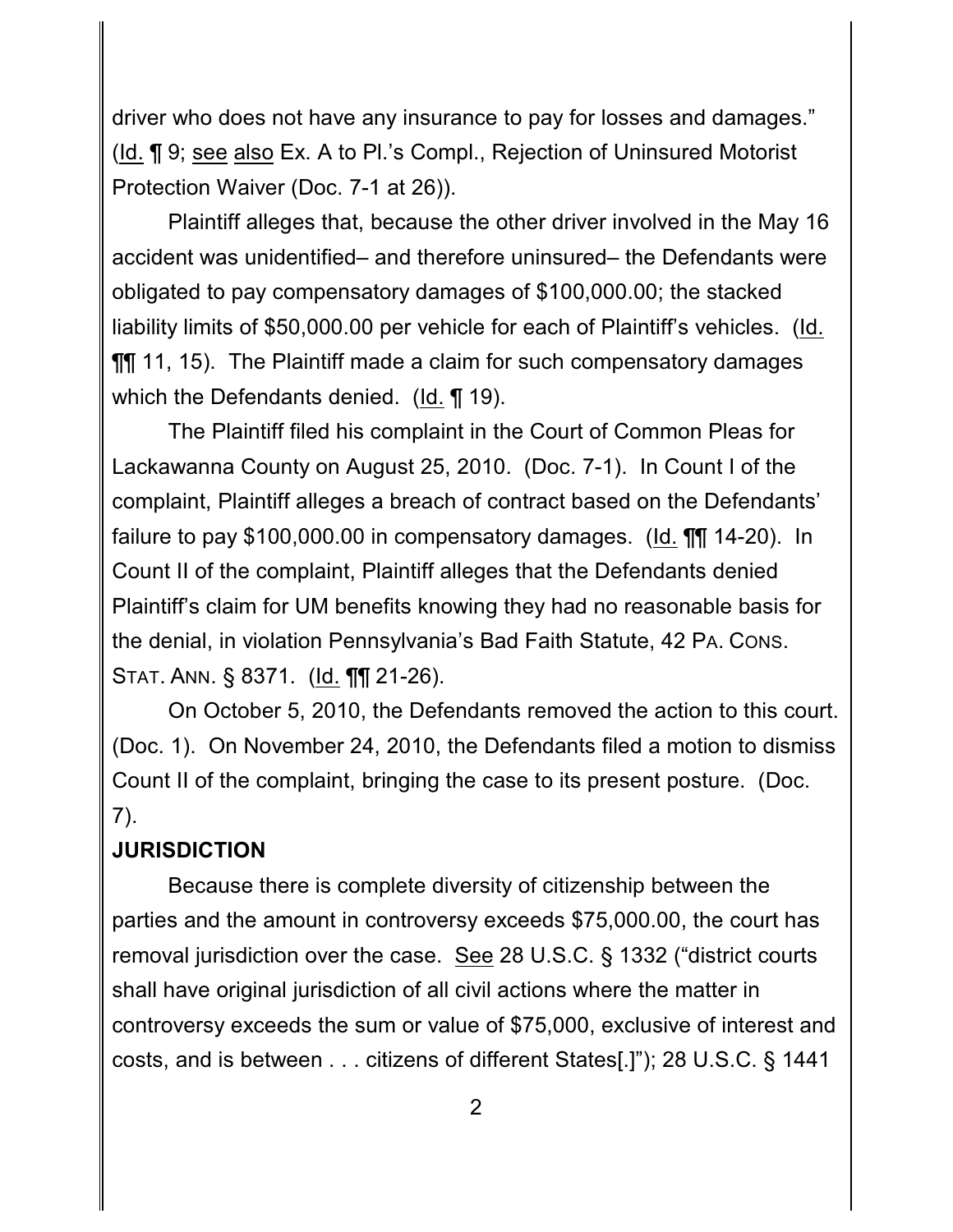driver who does not have any insurance to pay for losses and damages." (Id. ¶ 9; see also Ex. A to Pl.'s Compl., Rejection of Uninsured Motorist Protection Waiver (Doc. 7-1 at 26)).

Plaintiff alleges that, because the other driver involved in the May 16 accident was unidentified– and therefore uninsured– the Defendants were obligated to pay compensatory damages of $100,000.00; the stacked liability limits of $50,000.00 per vehicle for each of Plaintiff's vehicles. (Id. ¶¶ 11, 15). The Plaintiff made a claim for such compensatory damages which the Defendants denied. (Id. ¶ 19).

The Plaintiff filed his complaint in the Court of Common Pleas for Lackawanna County on August 25, 2010. (Doc. 7-1). In Count I of the complaint, Plaintiff alleges a breach of contract based on the Defendants' failure to pay $100,000.00 in compensatory damages. (Id. ¶¶ 14-20). In Count II of the complaint, Plaintiff alleges that the Defendants denied Plaintiff's claim for UM benefits knowing they had no reasonable basis for the denial, in violation Pennsylvania's Bad Faith Statute, 42 PA. CONS. STAT. ANN. § 8371. (Id. ¶¶ 21-26).

On October 5, 2010, the Defendants removed the action to this court. (Doc. 1). On November 24, 2010, the Defendants filed a motion to dismiss Count II of the complaint, bringing the case to its present posture. (Doc. 7).

**JURISDICTION**

Because there is complete diversity of citizenship between the parties and the amount in controversy exceeds $75,000.00, the court has removal jurisdiction over the case. See 28 U.S.C. § 1332 ("district courts shall have original jurisdiction of all civil actions where the matter in controversy exceeds the sum or value of $75,000, exclusive of interest and costs, and is between . . . citizens of different States[.]"); 28 U.S.C. § 1441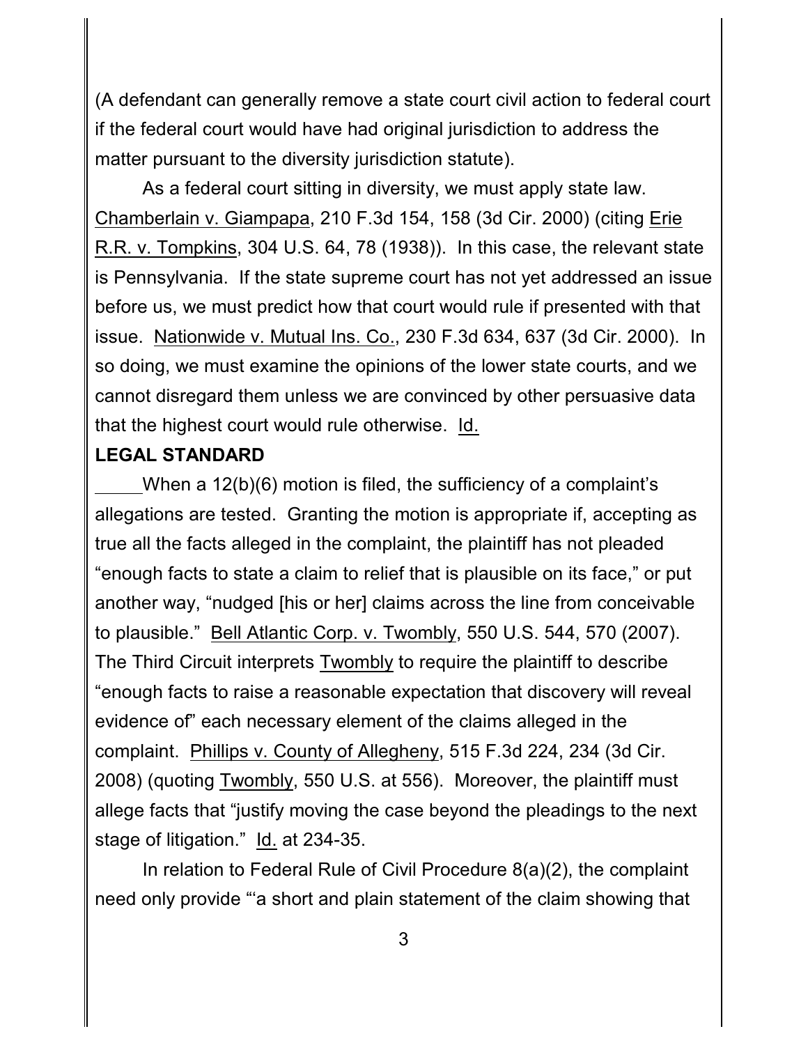(A defendant can generally remove a state court civil action to federal court if the federal court would have had original jurisdiction to address the matter pursuant to the diversity jurisdiction statute).

As a federal court sitting in diversity, we must apply state law. Chamberlain v. Giampapa, 210 F.3d 154, 158 (3d Cir. 2000) (citing Erie R.R. v. Tompkins, 304 U.S. 64, 78 (1938)). In this case, the relevant state is Pennsylvania. If the state supreme court has not yet addressed an issue before us, we must predict how that court would rule if presented with that issue. Nationwide v. Mutual Ins. Co., 230 F.3d 634, 637 (3d Cir. 2000). In so doing, we must examine the opinions of the lower state courts, and we cannot disregard them unless we are convinced by other persuasive data that the highest court would rule otherwise. Id.

**LEGAL STANDARD**

When a 12(b)(6) motion is filed, the sufficiency of a complaint's allegations are tested. Granting the motion is appropriate if, accepting as true all the facts alleged in the complaint, the plaintiff has not pleaded "enough facts to state a claim to relief that is plausible on its face," or put another way, "nudged [his or her] claims across the line from conceivable to plausible." Bell Atlantic Corp. v. Twombly, 550 U.S. 544, 570 (2007). The Third Circuit interprets Twombly to require the plaintiff to describe "enough facts to raise a reasonable expectation that discovery will reveal evidence of" each necessary element of the claims alleged in the complaint. Phillips v. County of Allegheny, 515 F.3d 224, 234 (3d Cir. 2008) (quoting Twombly, 550 U.S. at 556). Moreover, the plaintiff must allege facts that "justify moving the case beyond the pleadings to the next stage of litigation." Id. at 234-35.

In relation to Federal Rule of Civil Procedure 8(a)(2), the complaint need only provide "'a short and plain statement of the claim showing that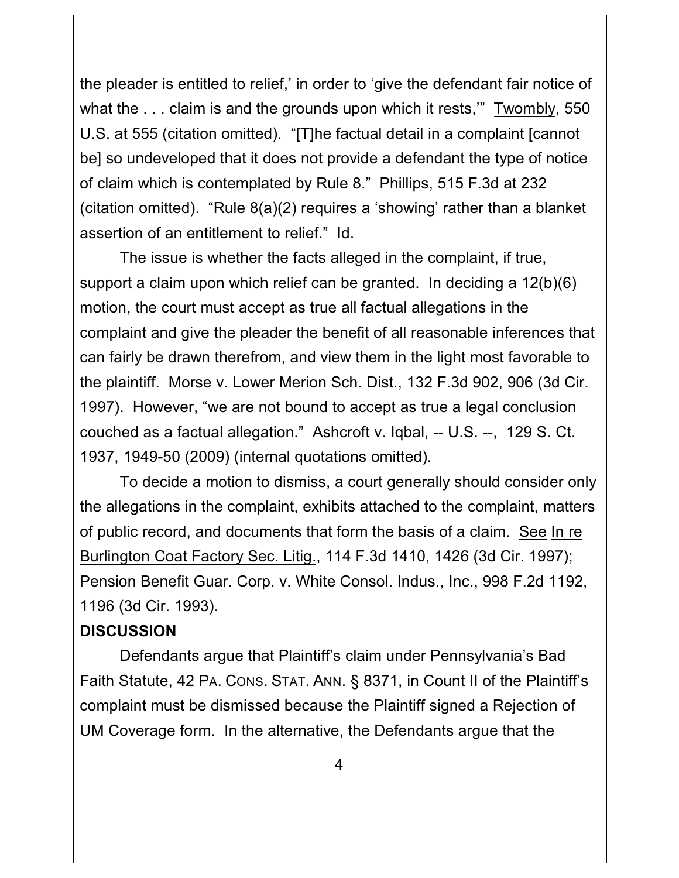the pleader is entitled to relief,' in order to 'give the defendant fair notice of what the . . . claim is and the grounds upon which it rests,'" Twombly, 550 U.S. at 555 (citation omitted). "[T]he factual detail in a complaint [cannot be] so undeveloped that it does not provide a defendant the type of notice of claim which is contemplated by Rule 8." Phillips, 515 F.3d at 232 (citation omitted). "Rule 8(a)(2) requires a 'showing' rather than a blanket assertion of an entitlement to relief." Id.

The issue is whether the facts alleged in the complaint, if true, support a claim upon which relief can be granted. In deciding a 12(b)(6) motion, the court must accept as true all factual allegations in the complaint and give the pleader the benefit of all reasonable inferences that can fairly be drawn therefrom, and view them in the light most favorable to the plaintiff. Morse v. Lower Merion Sch. Dist., 132 F.3d 902, 906 (3d Cir. 1997). However, "we are not bound to accept as true a legal conclusion couched as a factual allegation." Ashcroft v. Iqbal, -- U.S. --, 129 S. Ct. 1937, 1949-50 (2009) (internal quotations omitted).

To decide a motion to dismiss, a court generally should consider only the allegations in the complaint, exhibits attached to the complaint, matters of public record, and documents that form the basis of a claim. See In re Burlington Coat Factory Sec. Litig., 114 F.3d 1410, 1426 (3d Cir. 1997); Pension Benefit Guar. Corp. v. White Consol. Indus., Inc., 998 F.2d 1192, 1196 (3d Cir. 1993).

**DISCUSSION**

Defendants argue that Plaintiff's claim under Pennsylvania's Bad Faith Statute, 42 PA. CONS. STAT. ANN. § 8371, in Count II of the Plaintiff's complaint must be dismissed because the Plaintiff signed a Rejection of UM Coverage form. In the alternative, the Defendants argue that the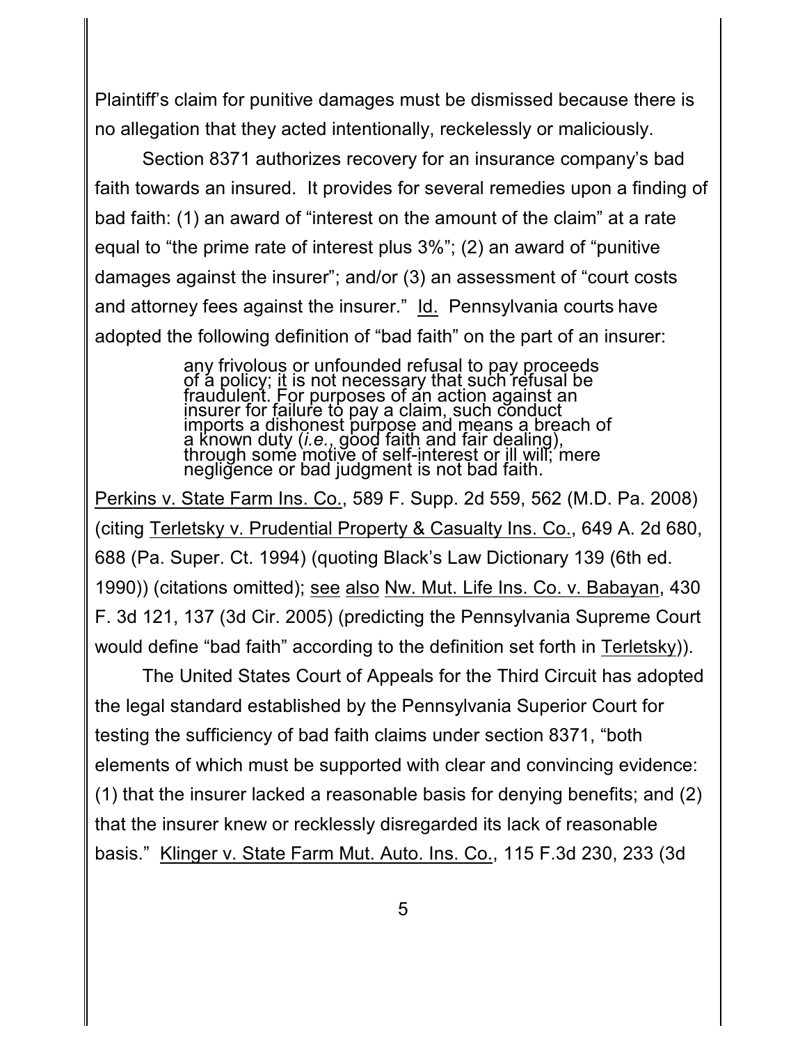Plaintiff's claim for punitive damages must be dismissed because there is no allegation that they acted intentionally, reckelessly or maliciously.

Section 8371 authorizes recovery for an insurance company's bad faith towards an insured. It provides for several remedies upon a finding of bad faith: (1) an award of "interest on the amount of the claim" at a rate equal to "the prime rate of interest plus 3%"; (2) an award of "punitive damages against the insurer"; and/or (3) an assessment of "court costs and attorney fees against the insurer." Id. Pennsylvania courts have adopted the following definition of "bad faith" on the part of an insurer:

> any frivolous or unfounded refusal to pay proceeds of a policy; it is not necessary that such refusal be fraudulent. For purposes of an action against an insurer for failure to pay a claim, such conduct imports a dishonest purpose and means a breach of a known duty (*i.e.*, good faith and fair dealing), through some motive of self-interest or ill will; mere negligence or bad judgment is not bad faith.

Perkins v. State Farm Ins. Co., 589 F. Supp. 2d 559, 562 (M.D. Pa. 2008) (citing Terletsky v. Prudential Property & Casualty Ins. Co., 649 A. 2d 680, 688 (Pa. Super. Ct. 1994) (quoting Black's Law Dictionary 139 (6th ed. 1990)) (citations omitted); see also Nw. Mut. Life Ins. Co. v. Babayan, 430 F. 3d 121, 137 (3d Cir. 2005) (predicting the Pennsylvania Supreme Court would define "bad faith" according to the definition set forth in Terletsky)).

The United States Court of Appeals for the Third Circuit has adopted the legal standard established by the Pennsylvania Superior Court for testing the sufficiency of bad faith claims under section 8371, "both elements of which must be supported with clear and convincing evidence: (1) that the insurer lacked a reasonable basis for denying benefits; and (2) that the insurer knew or recklessly disregarded its lack of reasonable basis." Klinger v. State Farm Mut. Auto. Ins. Co., 115 F.3d 230, 233 (3d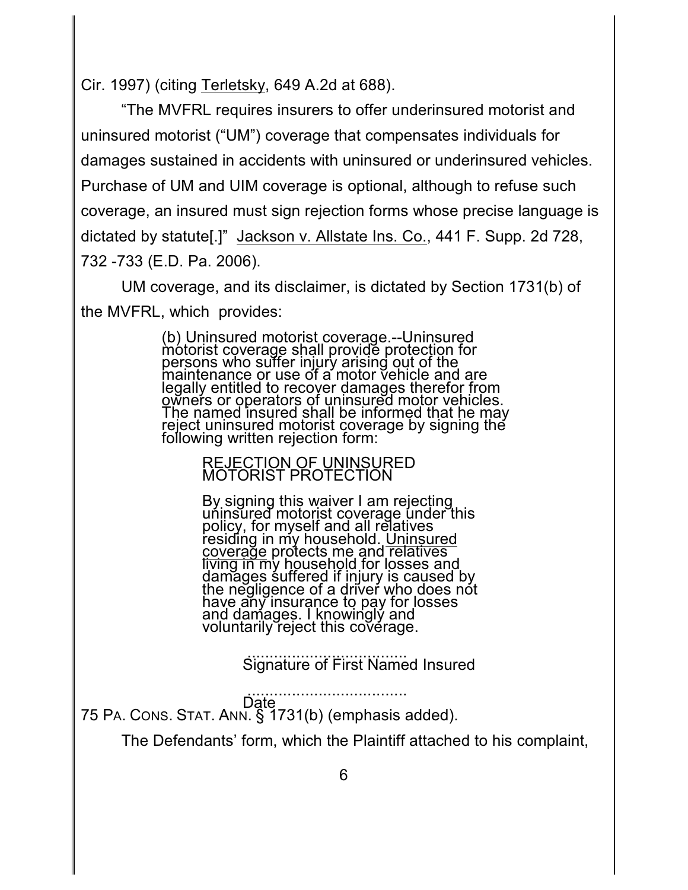Cir. 1997) (citing Terletsky, 649 A.2d at 688).

"The MVFRL requires insurers to offer underinsured motorist and uninsured motorist ("UM") coverage that compensates individuals for damages sustained in accidents with uninsured or underinsured vehicles. Purchase of UM and UIM coverage is optional, although to refuse such coverage, an insured must sign rejection forms whose precise language is dictated by statute[.]" Jackson v. Allstate Ins. Co., 441 F. Supp. 2d 728, 732 -733 (E.D. Pa. 2006).

UM coverage, and its disclaimer, is dictated by Section 1731(b) of the MVFRL, which provides:

> (b) Uninsured motorist coverage.--Uninsured motorist coverage shall provide protection for persons who suffer injury arising out of the maintenance or use of a motor vehicle and are legally entitled to recover damages therefor from owners or operators of uninsured motor vehicles. The named insured shall be informed that he may reject uninsured motorist coverage by signing the following written rejection form:
>
> > REJECTION OF UNINSURED MOTORIST PROTECTION
> >
> > By signing this waiver I am rejecting uninsured motorist coverage under this policy, for myself and all relatives residing in my household. Uninsured coverage protects me and relatives living in my household for losses and damages suffered if injury is caused by the negligence of a driver who does not have any insurance to pay for losses and damages. I knowingly and voluntarily reject this coverage.
> >
> > ....................................
> > Signature of First Named Insured
> >
> > ....................................
> > Date

75 PA. CONS. STAT. ANN. § 1731(b) (emphasis added).

The Defendants' form, which the Plaintiff attached to his complaint,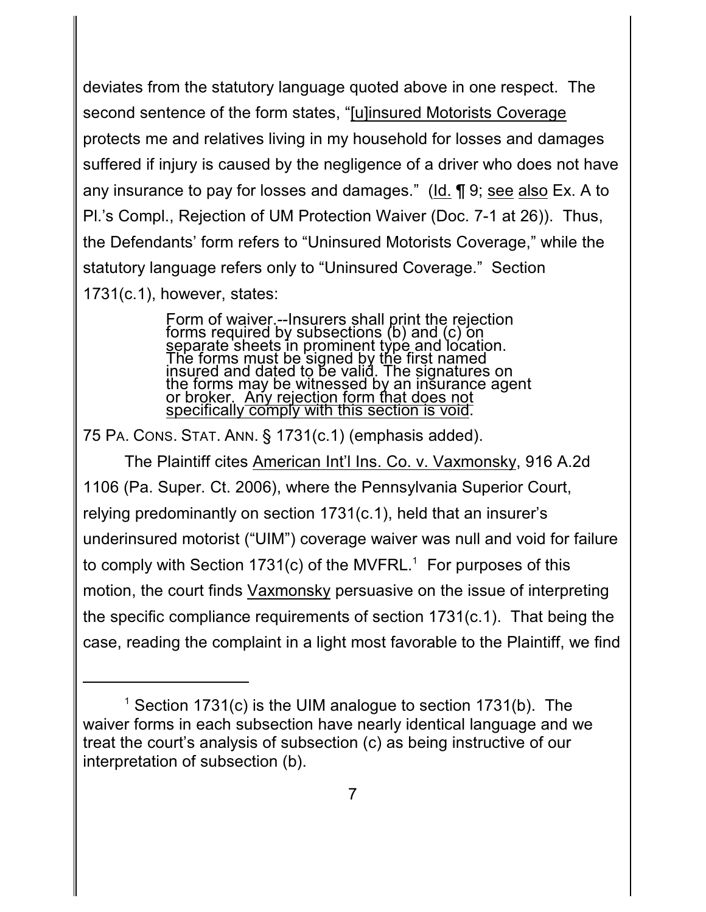deviates from the statutory language quoted above in one respect. The second sentence of the form states, "[u]insured Motorists Coverage protects me and relatives living in my household for losses and damages suffered if injury is caused by the negligence of a driver who does not have any insurance to pay for losses and damages." (Id. ¶ 9; see also Ex. A to Pl.'s Compl., Rejection of UM Protection Waiver (Doc. 7-1 at 26)). Thus, the Defendants' form refers to "Uninsured Motorists Coverage," while the statutory language refers only to "Uninsured Coverage." Section 1731(c.1), however, states:

> Form of waiver.--Insurers shall print the rejection forms required by subsections (b) and (c) on separate sheets in prominent type and location. The forms must be signed by the first named insured and dated to be valid. The signatures on the forms may be witnessed by an insurance agent or broker. Any rejection form that does not specifically comply with this section is void.

75 PA. CONS. STAT. ANN. § 1731(c.1) (emphasis added).

The Plaintiff cites American Int'l Ins. Co. v. Vaxmonsky, 916 A.2d 1106 (Pa. Super. Ct. 2006), where the Pennsylvania Superior Court, relying predominantly on section 1731(c.1), held that an insurer's underinsured motorist ("UIM") coverage waiver was null and void for failure to comply with Section 1731(c) of the MVFRL.[1] For purposes of this motion, the court finds Vaxmonsky persuasive on the issue of interpreting the specific compliance requirements of section 1731(c.1). That being the case, reading the complaint in a light most favorable to the Plaintiff, we find

---

[1] Section 1731(c) is the UIM analogue to section 1731(b). The waiver forms in each subsection have nearly identical language and we treat the court's analysis of subsection (c) as being instructive of our interpretation of subsection (b).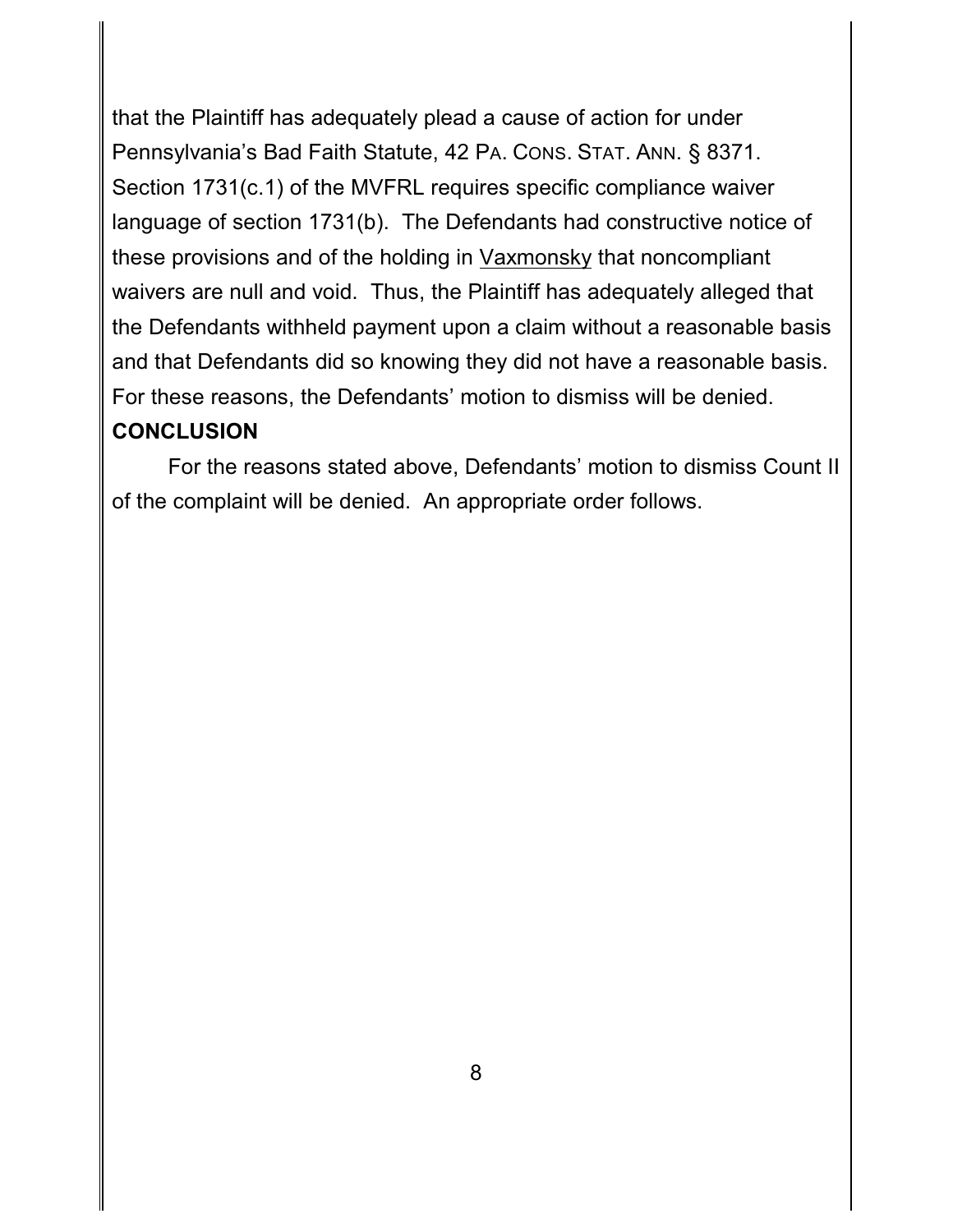that the Plaintiff has adequately plead a cause of action for under Pennsylvania's Bad Faith Statute, 42 PA. CONS. STAT. ANN. § 8371. Section 1731(c.1) of the MVFRL requires specific compliance waiver language of section 1731(b). The Defendants had constructive notice of these provisions and of the holding in Vaxmonsky that noncompliant waivers are null and void. Thus, the Plaintiff has adequately alleged that the Defendants withheld payment upon a claim without a reasonable basis and that Defendants did so knowing they did not have a reasonable basis. For these reasons, the Defendants' motion to dismiss will be denied.

**CONCLUSION**

For the reasons stated above, Defendants' motion to dismiss Count II of the complaint will be denied. An appropriate order follows.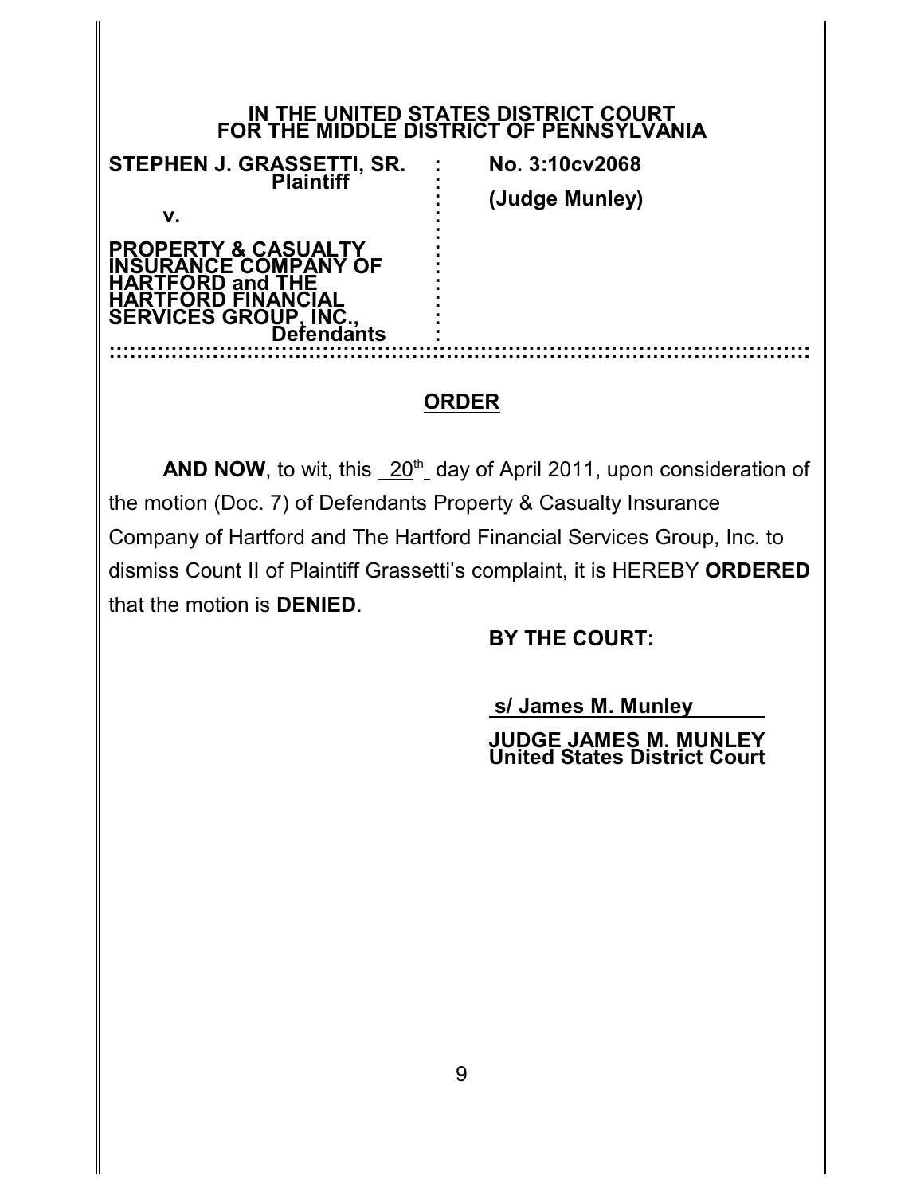**IN THE UNITED STATES DISTRICT COURT**
**FOR THE MIDDLE DISTRICT OF PENNSYLVANIA**

| | | |
|---|---|---|
| **STEPHEN J. GRASSETTI, SR.** **Plaintiff** | : | **No. 3:10cv2068** |
| | : | **(Judge Munley)** |
| **v.** | : | |
| | : | |
| **PROPERTY & CASUALTY INSURANCE COMPANY OF HARTFORD and THE HARTFORD FINANCIAL SERVICES GROUP, INC.,** **Defendants** | : | |

# ORDER

**AND NOW**, to wit, this 20th day of April 2011, upon consideration of the motion (Doc. 7) of Defendants Property & Casualty Insurance Company of Hartford and The Hartford Financial Services Group, Inc. to dismiss Count II of Plaintiff Grassetti's complaint, it is HEREBY **ORDERED** that the motion is **DENIED**.

**BY THE COURT:**

**s/ James M. Munley**

**JUDGE JAMES M. MUNLEY**
**United States District Court**